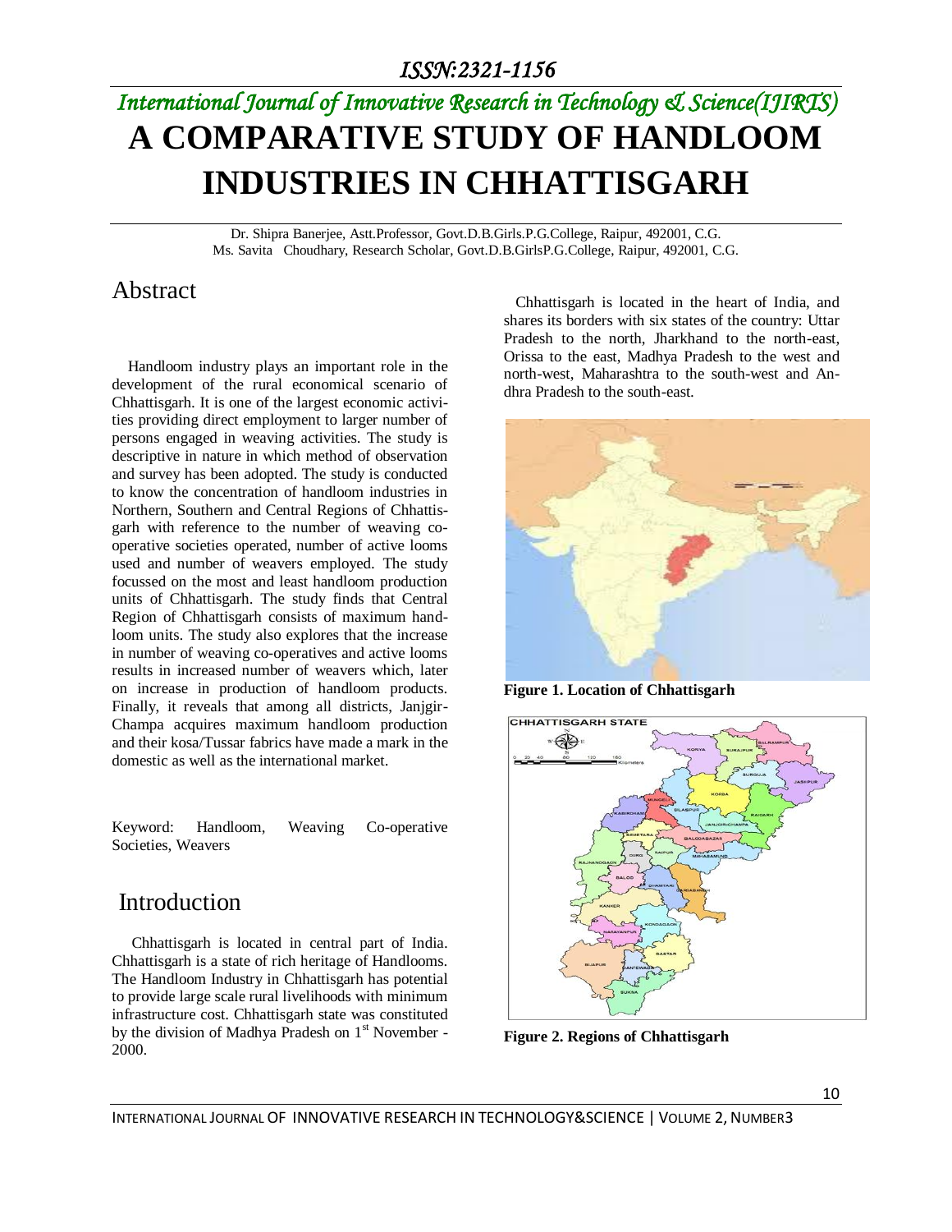# A COMPARATIVE STUDY OF HANDLOOM INDUSTRIES IN CHHATTISGARH

Dr. Shipra Banerjee, Astt.Professor, Govt.D.B.Girls.P.G.College, Raipur, 492001, C.G.
Ms. Savita Choudhary, Research Scholar, Govt.D.B.GirlsP.G.College, Raipur, 492001, C.G.

## Abstract

Handloom industry plays an important role in the development of the rural economical scenario of Chhattisgarh. It is one of the largest economic activities providing direct employment to larger number of persons engaged in weaving activities. The study is descriptive in nature in which method of observation and survey has been adopted. The study is conducted to know the concentration of handloom industries in Northern, Southern and Central Regions of Chhattisgarh with reference to the number of weaving co-operative societies operated, number of active looms used and number of weavers employed. The study focussed on the most and least handloom production units of Chhattisgarh. The study finds that Central Region of Chhattisgarh consists of maximum handloom units. The study also explores that the increase in number of weaving co-operatives and active looms results in increased number of weavers which, later on increase in production of handloom products. Finally, it reveals that among all districts, Janjgir-Champa acquires maximum handloom production and their kosa/Tussar fabrics have made a mark in the domestic as well as the international market.

Keyword: Handloom, Weaving Co-operative Societies, Weavers

## Introduction

Chhattisgarh is located in central part of India. Chhattisgarh is a state of rich heritage of Handlooms. The Handloom Industry in Chhattisgarh has potential to provide large scale rural livelihoods with minimum infrastructure cost. Chhattisgarh state was constituted by the division of Madhya Pradesh on 1st November - 2000.

Chhattisgarh is located in the heart of India, and shares its borders with six states of the country: Uttar Pradesh to the north, Jharkhand to the north-east, Orissa to the east, Madhya Pradesh to the west and north-west, Maharashtra to the south-west and Andhra Pradesh to the south-east.

**Figure 1. Location of Chhattisgarh**

**Figure 2. Regions of Chhattisgarh**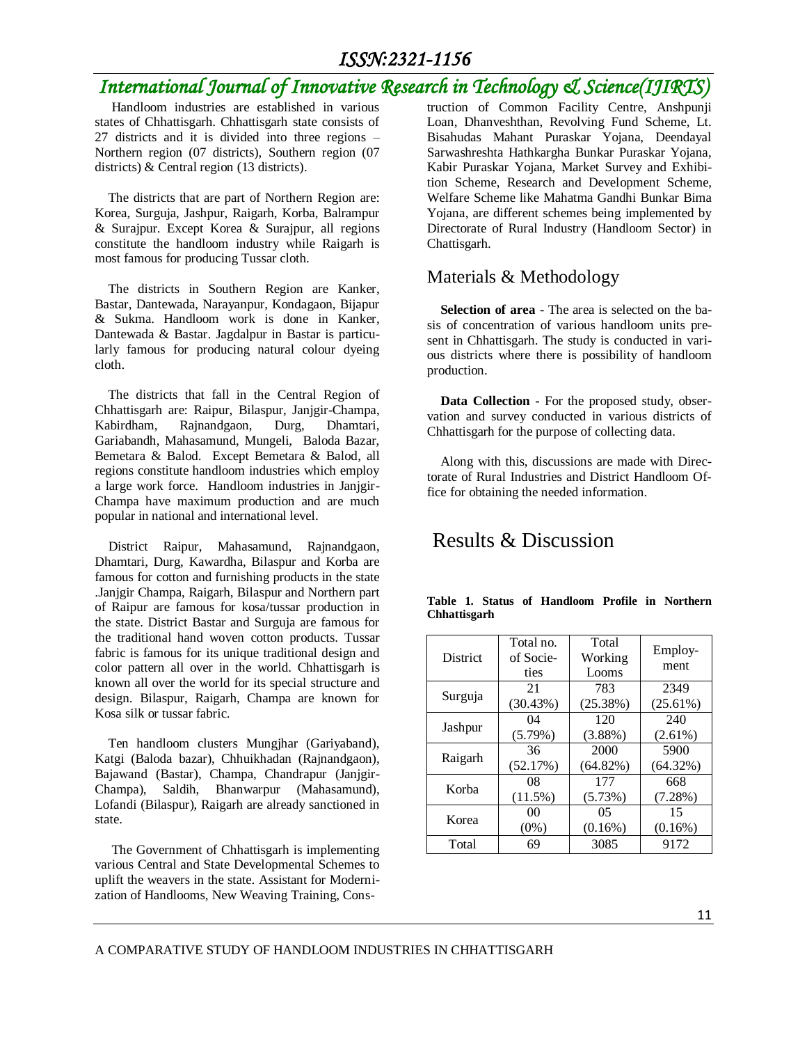Handloom industries are established in various states of Chhattisgarh. Chhattisgarh state consists of 27 districts and it is divided into three regions – Northern region (07 districts), Southern region (07 districts) & Central region (13 districts).

The districts that are part of Northern Region are: Korea, Surguja, Jashpur, Raigarh, Korba, Balrampur & Surajpur. Except Korea & Surajpur, all regions constitute the handloom industry while Raigarh is most famous for producing Tussar cloth.

The districts in Southern Region are Kanker, Bastar, Dantewada, Narayanpur, Kondagaon, Bijapur & Sukma. Handloom work is done in Kanker, Dantewada & Bastar. Jagdalpur in Bastar is particularly famous for producing natural colour dyeing cloth.

The districts that fall in the Central Region of Chhattisgarh are: Raipur, Bilaspur, Janjgir-Champa, Kabirdham, Rajnandgaon, Durg, Dhamtari, Gariabandh, Mahasamund, Mungeli, Baloda Bazar, Bemetara & Balod. Except Bemetara & Balod, all regions constitute handloom industries which employ a large work force. Handloom industries in Janjgir-Champa have maximum production and are much popular in national and international level.

District Raipur, Mahasamund, Rajnandgaon, Dhamtari, Durg, Kawardha, Bilaspur and Korba are famous for cotton and furnishing products in the state .Janjgir Champa, Raigarh, Bilaspur and Northern part of Raipur are famous for kosa/tussar production in the state. District Bastar and Surguja are famous for the traditional hand woven cotton products. Tussar fabric is famous for its unique traditional design and color pattern all over in the world. Chhattisgarh is known all over the world for its special structure and design. Bilaspur, Raigarh, Champa are known for Kosa silk or tussar fabric.

Ten handloom clusters Mungjhar (Gariyaband), Katgi (Baloda bazar), Chhuikhadan (Rajnandgaon), Bajawand (Bastar), Champa, Chandrapur (Janjgir-Champa), Saldih, Bhanwarpur (Mahasamund), Lofandi (Bilaspur), Raigarh are already sanctioned in state.

The Government of Chhattisgarh is implementing various Central and State Developmental Schemes to uplift the weavers in the state. Assistant for Modernization of Handlooms, New Weaving Training, Construction of Common Facility Centre, Anshpunji Loan, Dhanveshthan, Revolving Fund Scheme, Lt. Bisahudas Mahant Puraskar Yojana, Deendayal Sarwashreshta Hathkargha Bunkar Puraskar Yojana, Kabir Puraskar Yojana, Market Survey and Exhibition Scheme, Research and Development Scheme, Welfare Scheme like Mahatma Gandhi Bunkar Bima Yojana, are different schemes being implemented by Directorate of Rural Industry (Handloom Sector) in Chattisgarh.

## Materials & Methodology

**Selection of area** - The area is selected on the basis of concentration of various handloom units present in Chhattisgarh. The study is conducted in various districts where there is possibility of handloom production.

**Data Collection -** For the proposed study, observation and survey conducted in various districts of Chhattisgarh for the purpose of collecting data.

Along with this, discussions are made with Directorate of Rural Industries and District Handloom Office for obtaining the needed information.

# Results & Discussion

**Table 1. Status of Handloom Profile in Northern Chhattisgarh**

| District | Total no. of Societies | Total Working Looms | Employment |
|---|---|---|---|
| Surguja | 21 (30.43%) | 783 (25.38%) | 2349 (25.61%) |
| Jashpur | 04 (5.79%) | 120 (3.88%) | 240 (2.61%) |
| Raigarh | 36 (52.17%) | 2000 (64.82%) | 5900 (64.32%) |
| Korba | 08 (11.5%) | 177 (5.73%) | 668 (7.28%) |
| Korea | 00 (0%) | 05 (0.16%) | 15 (0.16%) |
| Total | 69 | 3085 | 9172 |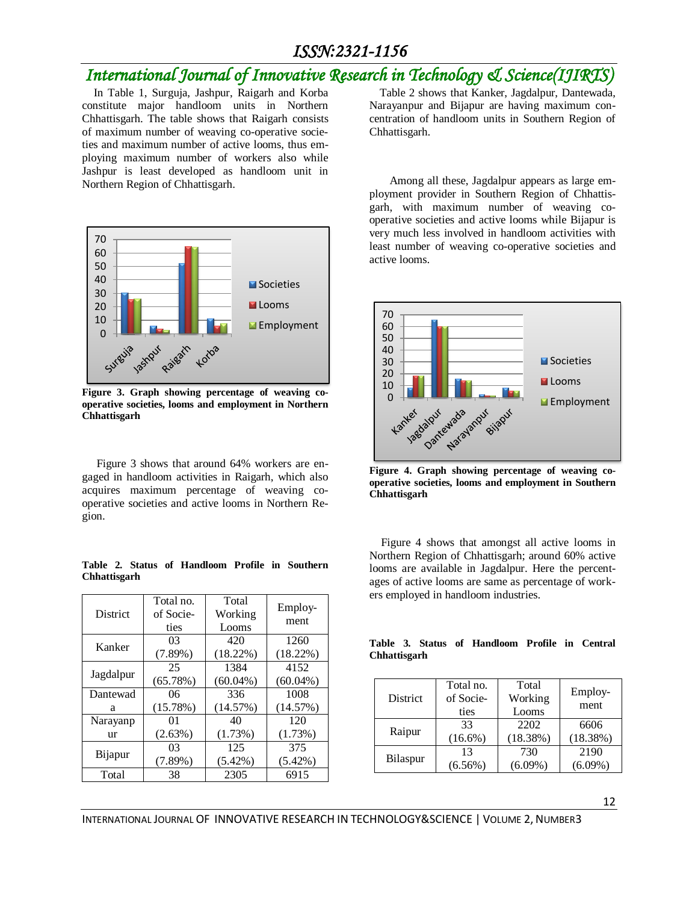In Table 1, Surguja, Jashpur, Raigarh and Korba constitute major handloom units in Northern Chhattisgarh. The table shows that Raigarh consists of maximum number of weaving co-operative societies and maximum number of active looms, thus employing maximum number of workers also while Jashpur is least developed as handloom unit in Northern Region of Chhattisgarh.

**Figure 3. Graph showing percentage of weaving co-operative societies, looms and employment in Northern Chhattisgarh**

Figure 3 shows that around 64% workers are engaged in handloom activities in Raigarh, which also acquires maximum percentage of weaving co-operative societies and active looms in Northern Region.

**Table 2. Status of Handloom Profile in Southern Chhattisgarh**

| District | Total no. of Societies | Total Working Looms | Employment |
|---|---|---|---|
| Kanker | 03 (7.89%) | 420 (18.22%) | 1260 (18.22%) |
| Jagdalpur | 25 (65.78%) | 1384 (60.04%) | 4152 (60.04%) |
| Dantewada | 06 (15.78%) | 336 (14.57%) | 1008 (14.57%) |
| Narayanpur | 01 (2.63%) | 40 (1.73%) | 120 (1.73%) |
| Bijapur | 03 (7.89%) | 125 (5.42%) | 375 (5.42%) |
| Total | 38 | 2305 | 6915 |

Table 2 shows that Kanker, Jagdalpur, Dantewada, Narayanpur and Bijapur are having maximum concentration of handloom units in Southern Region of Chhattisgarh.

Among all these, Jagdalpur appears as large employment provider in Southern Region of Chhattisgarh, with maximum number of weaving co-operative societies and active looms while Bijapur is very much less involved in handloom activities with least number of weaving co-operative societies and active looms.

**Figure 4. Graph showing percentage of weaving co-operative societies, looms and employment in Southern Chhattisgarh**

Figure 4 shows that amongst all active looms in Northern Region of Chhattisgarh; around 60% active looms are available in Jagdalpur. Here the percentages of active looms are same as percentage of workers employed in handloom industries.

**Table 3. Status of Handloom Profile in Central Chhattisgarh**

| District | Total no. of Societies | Total Working Looms | Employment |
|---|---|---|---|
| Raipur | 33 (16.6%) | 2202 (18.38%) | 6606 (18.38%) |
| Bilaspur | 13 (6.56%) | 730 (6.09%) | 2190 (6.09%) |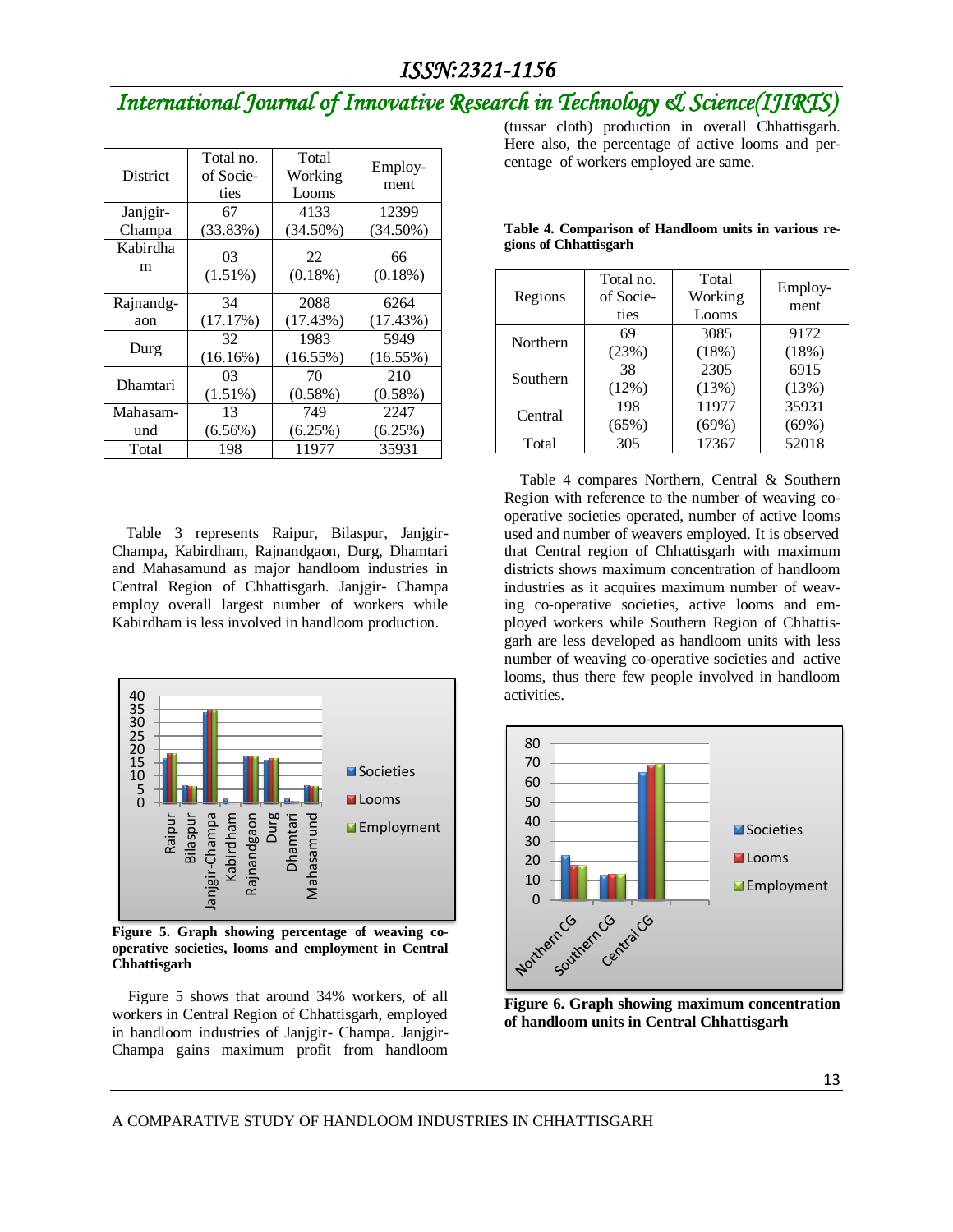| District | Total no. of Societies | Total Working Looms | Employment |
|---|---|---|---|
| Janjgir-Champa | 67 (33.83%) | 4133 (34.50%) | 12399 (34.50%) |
| Kabirdham | 03 (1.51%) | 22 (0.18%) | 66 (0.18%) |
| Rajnandgaon | 34 (17.17%) | 2088 (17.43%) | 6264 (17.43%) |
| Durg | 32 (16.16%) | 1983 (16.55%) | 5949 (16.55%) |
| Dhamtari | 03 (1.51%) | 70 (0.58%) | 210 (0.58%) |
| Mahasamund | 13 (6.56%) | 749 (6.25%) | 2247 (6.25%) |
| Total | 198 | 11977 | 35931 |

Table 3 represents Raipur, Bilaspur, Janjgir-Champa, Kabirdham, Rajnandgaon, Durg, Dhamtari and Mahasamund as major handloom industries in Central Region of Chhattisgarh. Janjgir- Champa employ overall largest number of workers while Kabirdham is less involved in handloom production.

**Figure 5. Graph showing percentage of weaving co-operative societies, looms and employment in Central Chhattisgarh**

Figure 5 shows that around 34% workers, of all workers in Central Region of Chhattisgarh, employed in handloom industries of Janjgir- Champa. Janjgir-Champa gains maximum profit from handloom (tussar cloth) production in overall Chhattisgarh. Here also, the percentage of active looms and percentage of workers employed are same.

**Table 4. Comparison of Handloom units in various regions of Chhattisgarh**

| Regions | Total no. of Societies | Total Working Looms | Employment |
|---|---|---|---|
| Northern | 69 (23%) | 3085 (18%) | 9172 (18%) |
| Southern | 38 (12%) | 2305 (13%) | 6915 (13%) |
| Central | 198 (65%) | 11977 (69%) | 35931 (69%) |
| Total | 305 | 17367 | 52018 |

Table 4 compares Northern, Central & Southern Region with reference to the number of weaving co-operative societies operated, number of active looms used and number of weavers employed. It is observed that Central region of Chhattisgarh with maximum districts shows maximum concentration of handloom industries as it acquires maximum number of weaving co-operative societies, active looms and employed workers while Southern Region of Chhattisgarh are less developed as handloom units with less number of weaving co-operative societies and active looms, thus there few people involved in handloom activities.

**Figure 6. Graph showing maximum concentration of handloom units in Central Chhattisgarh**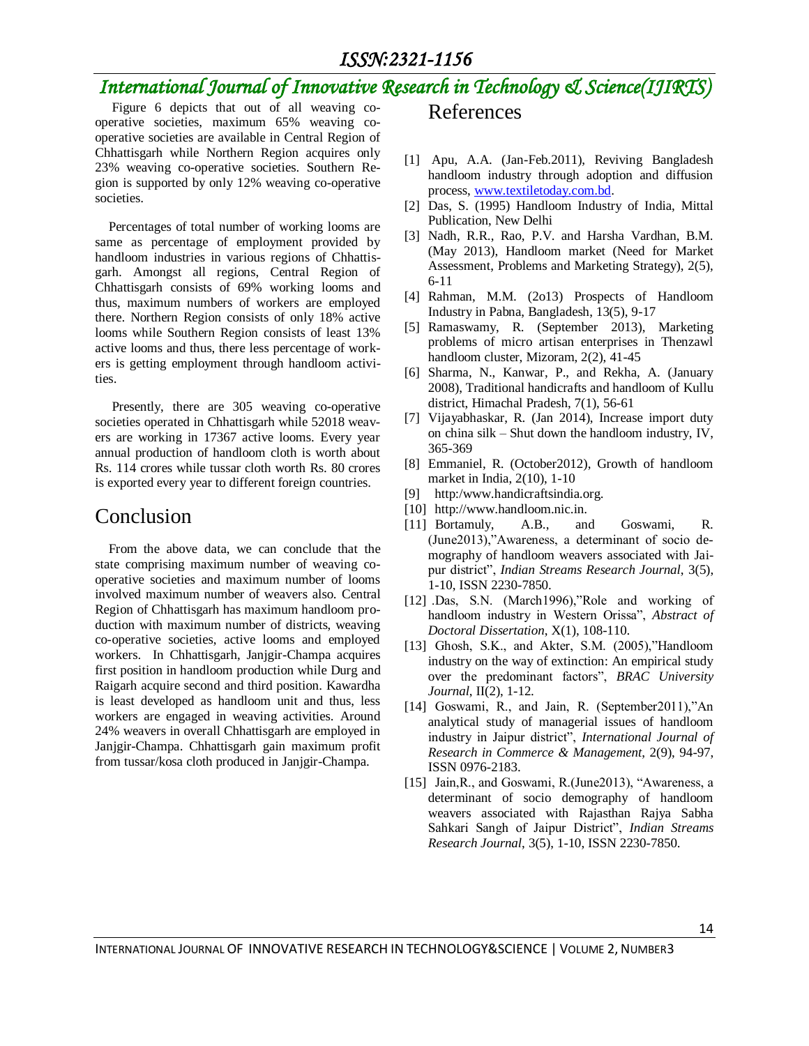Figure 6 depicts that out of all weaving co-operative societies, maximum 65% weaving co-operative societies are available in Central Region of Chhattisgarh while Northern Region acquires only 23% weaving co-operative societies. Southern Region is supported by only 12% weaving co-operative societies.

Percentages of total number of working looms are same as percentage of employment provided by handloom industries in various regions of Chhattisgarh. Amongst all regions, Central Region of Chhattisgarh consists of 69% working looms and thus, maximum numbers of workers are employed there. Northern Region consists of only 18% active looms while Southern Region consists of least 13% active looms and thus, there less percentage of workers is getting employment through handloom activities.

Presently, there are 305 weaving co-operative societies operated in Chhattisgarh while 52018 weavers are working in 17367 active looms. Every year annual production of handloom cloth is worth about Rs. 114 crores while tussar cloth worth Rs. 80 crores is exported every year to different foreign countries.

# Conclusion

From the above data, we can conclude that the state comprising maximum number of weaving co-operative societies and maximum number of looms involved maximum number of weavers also. Central Region of Chhattisgarh has maximum handloom production with maximum number of districts, weaving co-operative societies, active looms and employed workers. In Chhattisgarh, Janjgir-Champa acquires first position in handloom production while Durg and Raigarh acquire second and third position. Kawardha is least developed as handloom unit and thus, less workers are engaged in weaving activities. Around 24% weavers in overall Chhattisgarh are employed in Janjgir-Champa. Chhattisgarh gain maximum profit from tussar/kosa cloth produced in Janjgir-Champa.

# References

[1] Apu, A.A. (Jan-Feb.2011), Reviving Bangladesh handloom industry through adoption and diffusion process, www.textiletoday.com.bd.

[2] Das, S. (1995) Handloom Industry of India, Mittal Publication, New Delhi

[3] Nadh, R.R., Rao, P.V. and Harsha Vardhan, B.M. (May 2013), Handloom market (Need for Market Assessment, Problems and Marketing Strategy), 2(5), 6-11

[4] Rahman, M.M. (2o13) Prospects of Handloom Industry in Pabna, Bangladesh, 13(5), 9-17

[5] Ramaswamy, R. (September 2013), Marketing problems of micro artisan enterprises in Thenzawl handloom cluster, Mizoram, 2(2), 41-45

[6] Sharma, N., Kanwar, P., and Rekha, A. (January 2008), Traditional handicrafts and handloom of Kullu district, Himachal Pradesh, 7(1), 56-61

[7] Vijayabhaskar, R. (Jan 2014), Increase import duty on china silk – Shut down the handloom industry, IV, 365-369

[8] Emmaniel, R. (October2012), Growth of handloom market in India, 2(10), 1-10

[9] http:/www.handicraftsindia.org.

[10] http://www.handloom.nic.in.

[11] Bortamuly, A.B., and Goswami, R. (June2013),"Awareness, a determinant of socio demography of handloom weavers associated with Jaipur district", *Indian Streams Research Journal*, 3(5), 1-10, ISSN 2230-7850.

[12] .Das, S.N. (March1996),"Role and working of handloom industry in Western Orissa", *Abstract of Doctoral Dissertation*, X(1), 108-110.

[13] Ghosh, S.K., and Akter, S.M. (2005),"Handloom industry on the way of extinction: An empirical study over the predominant factors", *BRAC University Journal*, II(2), 1-12.

[14] Goswami, R., and Jain, R. (September2011),"An analytical study of managerial issues of handloom industry in Jaipur district", *International Journal of Research in Commerce & Management*, 2(9), 94-97, ISSN 0976-2183.

[15] Jain,R., and Goswami, R.(June2013), "Awareness, a determinant of socio demography of handloom weavers associated with Rajasthan Rajya Sabha Sahkari Sangh of Jaipur District", *Indian Streams Research Journal*, 3(5), 1-10, ISSN 2230-7850.